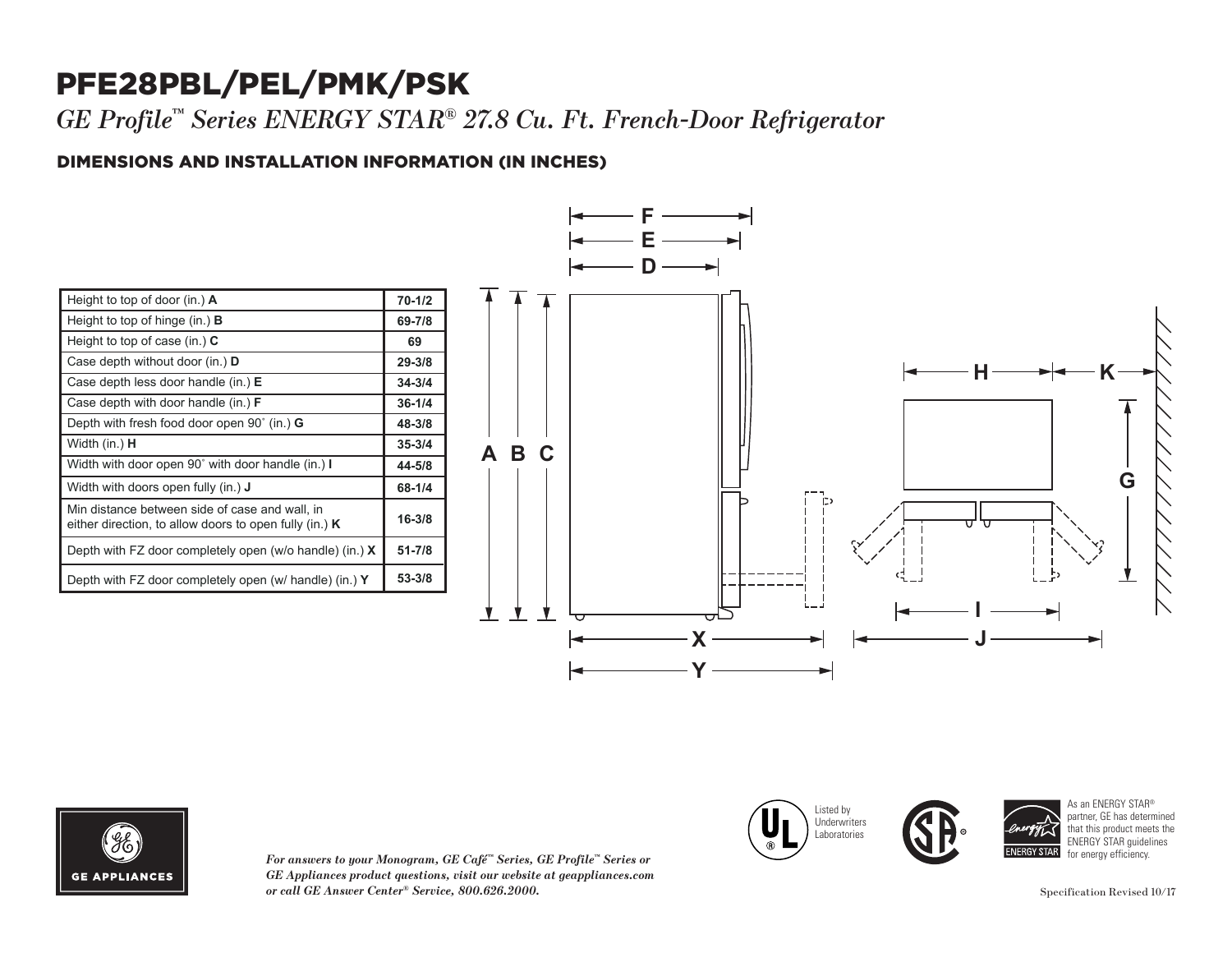# PFE28PBL/PEL/PMK/PSK

*GE Profile™ Series ENERGY STAR® 27.8 Cu. Ft. French-Door Refrigerator*

## DIMENSIONS AND INSTALLATION INFORMATION (IN INCHES)

| Description | Value |
|---|---|
| Height to top of door (in.) **A** | 70-1/2 |
| Height to top of hinge (in.) **B** | 69-7/8 |
| Height to top of case (in.) **C** | 69 |
| Case depth without door (in.) **D** | 29-3/8 |
| Case depth less door handle (in.) **E** | 34-3/4 |
| Case depth with door handle (in.) **F** | 36-1/4 |
| Depth with fresh food door open 90˚ (in.) **G** | 48-3/8 |
| Width (in.) **H** | 35-3/4 |
| Width with door open 90˚ with door handle (in.) **I** | 44-5/8 |
| Width with doors open fully (in.) **J** | 68-1/4 |
| Min distance between side of case and wall, in either direction, to allow doors to open fully (in.) **K** | 16-3/8 |
| Depth with FZ door completely open (w/o handle) (in.) **X** | 51-7/8 |
| Depth with FZ door completely open (w/ handle) (in.) **Y** | 53-3/8 |

*For answers to your Monogram, GE Café™ Series, GE Profile™ Series or GE Appliances product questions, visit our website at geappliances.com or call GE Answer Center® Service, 800.626.2000.*

Listed by Underwriters Laboratories

As an ENERGY STAR® partner, GE has determined that this product meets the ENERGY STAR guidelines for energy efficiency.

Specification Revised 10/17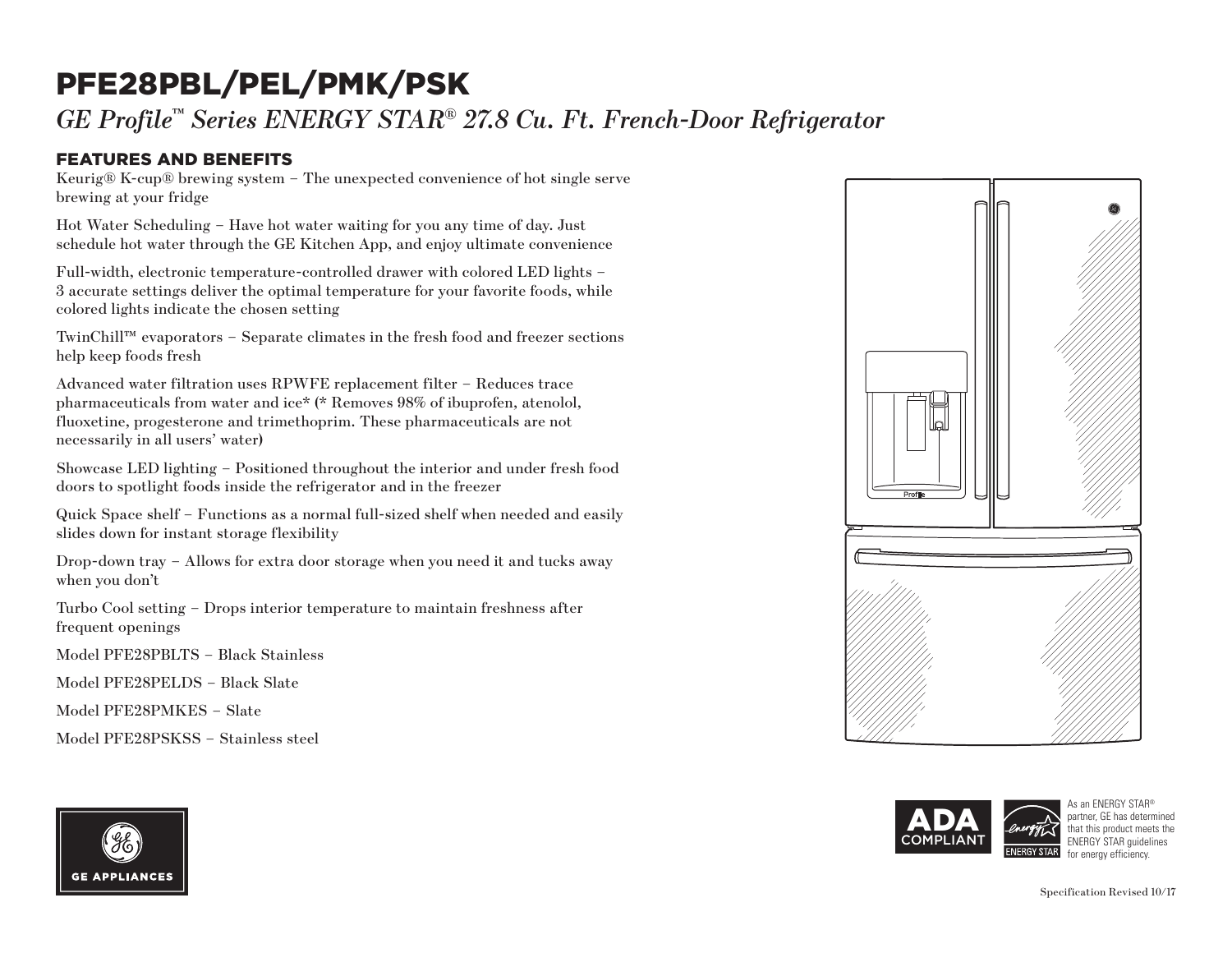# PFE28PBL/PEL/PMK/PSK

*GE Profile™ Series ENERGY STAR® 27.8 Cu. Ft. French-Door Refrigerator*

## FEATURES AND BENEFITS

Keurig® K-cup® brewing system – The unexpected convenience of hot single serve brewing at your fridge

Hot Water Scheduling – Have hot water waiting for you any time of day. Just schedule hot water through the GE Kitchen App, and enjoy ultimate convenience

Full-width, electronic temperature-controlled drawer with colored LED lights – 3 accurate settings deliver the optimal temperature for your favorite foods, while colored lights indicate the chosen setting

TwinChill™ evaporators – Separate climates in the fresh food and freezer sections help keep foods fresh

Advanced water filtration uses RPWFE replacement filter – Reduces trace pharmaceuticals from water and ice* (* Removes 98% of ibuprofen, atenolol, fluoxetine, progesterone and trimethoprim. These pharmaceuticals are not necessarily in all users' water)

Showcase LED lighting – Positioned throughout the interior and under fresh food doors to spotlight foods inside the refrigerator and in the freezer

Quick Space shelf – Functions as a normal full-sized shelf when needed and easily slides down for instant storage flexibility

Drop-down tray – Allows for extra door storage when you need it and tucks away when you don't

Turbo Cool setting – Drops interior temperature to maintain freshness after frequent openings

Model PFE28PBLTS – Black Stainless

Model PFE28PELDS – Black Slate

Model PFE28PMKES – Slate

Model PFE28PSKSS – Stainless steel

GE APPLIANCES

ADA COMPLIANT

ENERGY STAR

As an ENERGY STAR® partner, GE has determined that this product meets the ENERGY STAR guidelines for energy efficiency.

Specification Revised 10/17